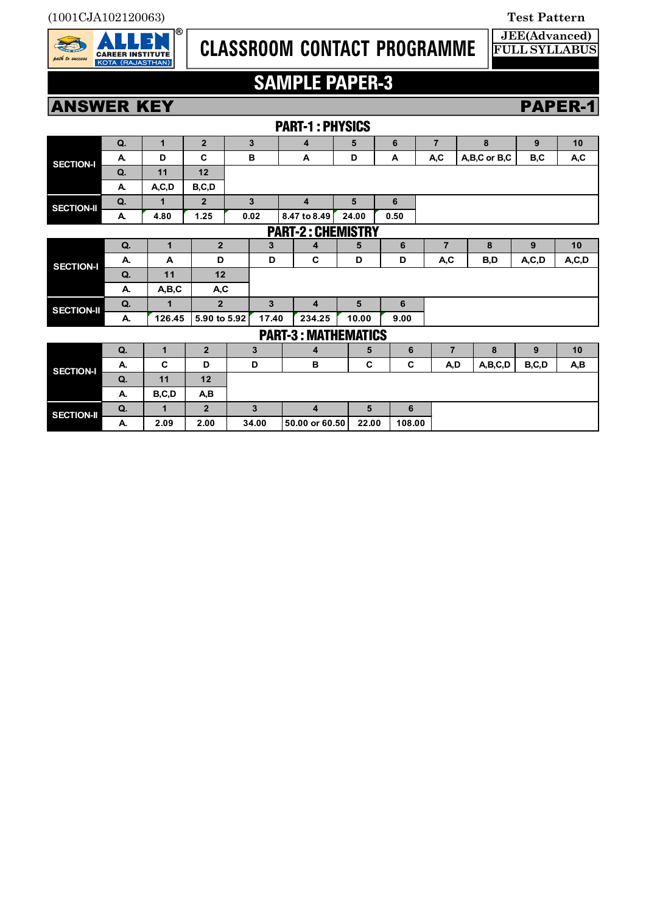(1001CJA102120063)

Test Pattern

**CLASSROOM CONTACT PROGRAMME**

JEE(Advanced)
FULL SYLLABUS

# SAMPLE PAPER-3

## ANSWER KEY — PAPER-1

### PART-1 : PHYSICS

| | Q. | 1 | 2 | 3 | 4 | 5 | 6 | 7 | 8 | 9 | 10 |
|---|---|---|---|---|---|---|---|---|---|---|---|
| SECTION-I | A. | D | C | B | A | D | A | A,C | A,B,C or B,C | B,C | A,C |
| | Q. | 11 | 12 | | | | | | | | |
| | A. | A,C,D | B,C,D | | | | | | | | |
| SECTION-II | Q. | 1 | 2 | 3 | 4 | 5 | 6 | | | | |
| | A. | 4.80 | 1.25 | 0.02 | 8.47 to 8.49 | 24.00 | 0.50 | | | | |

### PART-2 : CHEMISTRY

| | Q. | 1 | 2 | 3 | 4 | 5 | 6 | 7 | 8 | 9 | 10 |
|---|---|---|---|---|---|---|---|---|---|---|---|
| SECTION-I | A. | A | D | D | C | D | D | A,C | B,D | A,C,D | A,C,D |
| | Q. | 11 | 12 | | | | | | | | |
| | A. | A,B,C | A,C | | | | | | | | |
| SECTION-II | Q. | 1 | 2 | 3 | 4 | 5 | 6 | | | | |
| | A. | 126.45 | 5.90 to 5.92 | 17.40 | 234.25 | 10.00 | 9.00 | | | | |

### PART-3 : MATHEMATICS

| | Q. | 1 | 2 | 3 | 4 | 5 | 6 | 7 | 8 | 9 | 10 |
|---|---|---|---|---|---|---|---|---|---|---|---|
| SECTION-I | A. | C | D | D | B | C | C | A,D | A,B,C,D | B,C,D | A,B |
| | Q. | 11 | 12 | | | | | | | | |
| | A. | B,C,D | A,B | | | | | | | | |
| SECTION-II | Q. | 1 | 2 | 3 | 4 | 5 | 6 | | | | |
| | A. | 2.09 | 2.00 | 34.00 | 50.00 or 60.50 | 22.00 | 108.00 | | | | |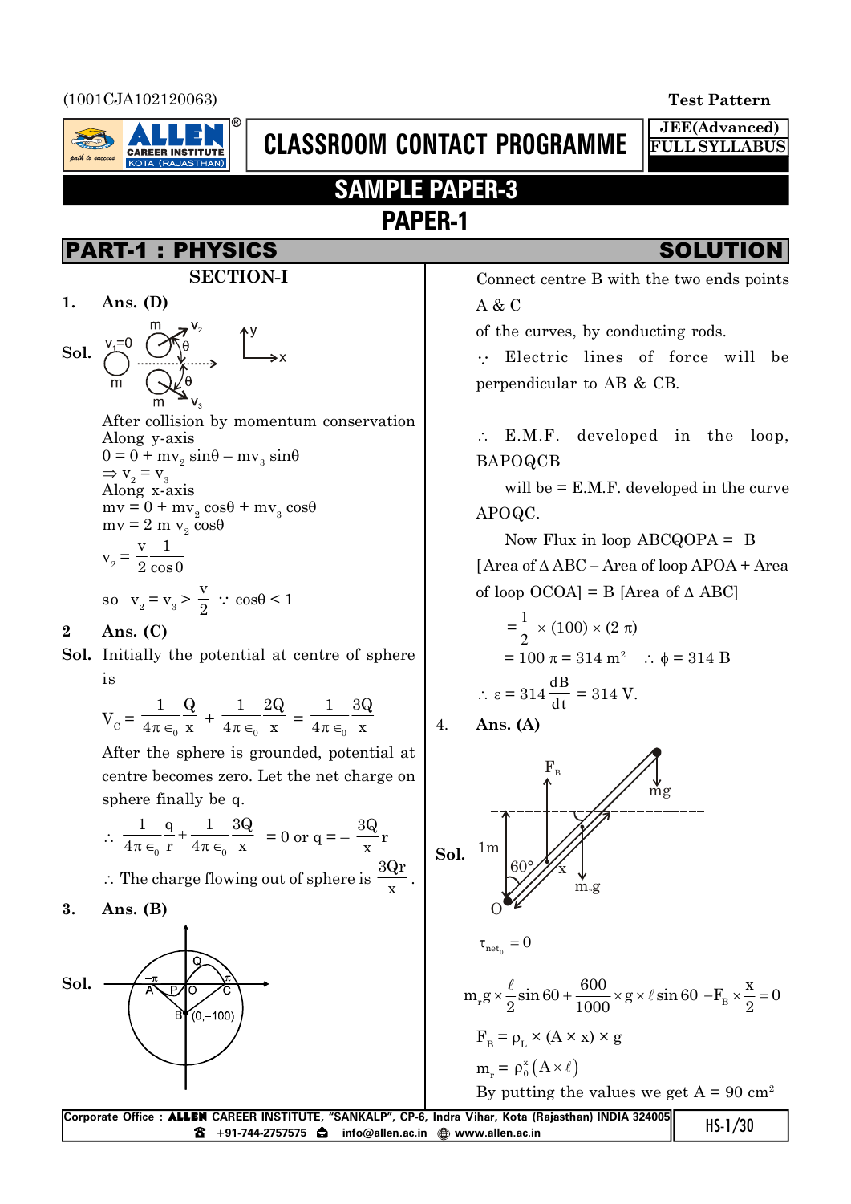(1001CJA102120063) **Test Pattern**

**CLASSROOM CONTACT PROGRAMME** — JEE(Advanced) FULL SYLLABUS

# SAMPLE PAPER-3

## PAPER-1

## PART-1 : PHYSICS — SOLUTION

### SECTION-I

**1. Ans. (D)**

**Sol.** After collision by momentum conservation

Along y-axis

$0 = 0 + mv_2 \sin\theta - mv_3 \sin\theta$

$\Rightarrow v_2 = v_3$

Along x-axis

$mv = 0 + mv_2 \cos\theta + mv_3 \cos\theta$

$mv = 2\, m\, v_2 \cos\theta$

$$v_2 = \frac{v}{2}\frac{1}{\cos\theta}$$

so $v_2 = v_3 > \frac{v}{2} \because \cos\theta < 1$

**2 Ans. (C)**

**Sol.** Initially the potential at centre of sphere is

$$V_C = \frac{1}{4\pi\epsilon_0}\frac{Q}{x} + \frac{1}{4\pi\epsilon_0}\frac{2Q}{x} = \frac{1}{4\pi\epsilon_0}\frac{3Q}{x}$$

After the sphere is grounded, potential at centre becomes zero. Let the net charge on sphere finally be q.

$$\therefore \frac{1}{4\pi\epsilon_0}\frac{q}{r} + \frac{1}{4\pi\epsilon_0}\frac{3Q}{x} = 0 \text{ or } q = -\frac{3Q}{x}r$$

$\therefore$ The charge flowing out of sphere is $\frac{3Qr}{x}$.

**3. Ans. (B)**

**Sol.** Connect centre B with the two ends points A & C of the curves, by conducting rods.

$\because$ Electric lines of force will be perpendicular to AB & CB.

$\therefore$ E.M.F. developed in the loop, BAPOQCB will be = E.M.F. developed in the curve APOQC.

Now Flux in loop ABCQOPA = B [Area of $\Delta$ ABC – Area of loop APOA + Area of loop OCOA] = B [Area of $\Delta$ ABC]

$$= \frac{1}{2} \times (100) \times (2\pi)$$

$= 100\pi = 314 \text{ m}^2 \quad \therefore \phi = 314 \text{ B}$

$$\therefore \varepsilon = 314\frac{dB}{dt} = 314 \text{ V}.$$

**4. Ans. (A)**

**Sol.**

$\tau_{net_0} = 0$

$$m_r g \times \frac{\ell}{2}\sin 60 + \frac{600}{1000} \times g \times \ell \sin 60 - F_B \times \frac{x}{2} = 0$$

$F_B = \rho_L \times (A \times x) \times g$

$m_r = \rho_0^x (A \times \ell)$

By putting the values we get $A = 90 \text{ cm}^2$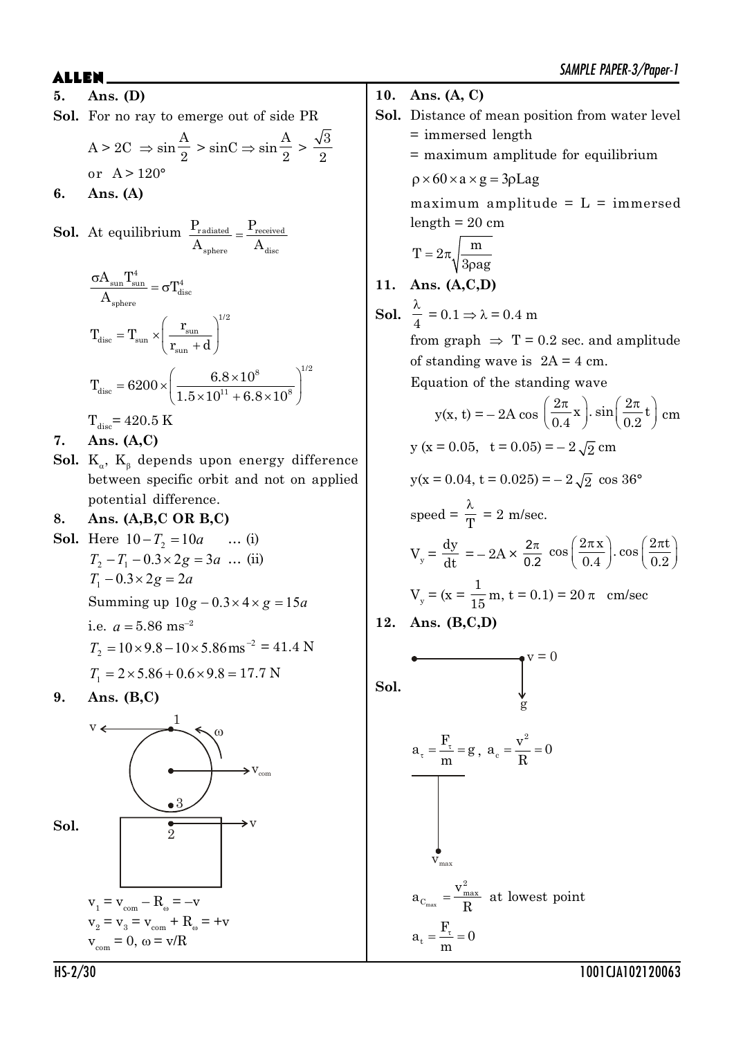**5. Ans. (D)**

**Sol.** For no ray to emerge out of side PR

$$A > 2C \Rightarrow \sin\frac{A}{2} > \sin C \Rightarrow \sin\frac{A}{2} > \frac{\sqrt{3}}{2}$$

or $A > 120°$

**6. Ans. (A)**

**Sol.** At equilibrium $\frac{P_{radiated}}{A_{sphere}} = \frac{P_{received}}{A_{disc}}$

$$\frac{\sigma A_{sun} T_{sun}^4}{A_{sphere}} = \sigma T_{disc}^4$$

$$T_{disc} = T_{sun} \times \left(\frac{r_{sun}}{r_{sun} + d}\right)^{1/2}$$

$$T_{disc} = 6200 \times \left(\frac{6.8 \times 10^8}{1.5 \times 10^{11} + 6.8 \times 10^8}\right)^{1/2}$$

$T_{disc} = 420.5$ K

**7. Ans. (A,C)**

**Sol.** $K_\alpha$, $K_\beta$ depends upon energy difference between specific orbit and not on applied potential difference.

**8. Ans. (A,B,C OR B,C)**

**Sol.** Here $10 - T_2 = 10a$ ... (i)

$T_2 - T_1 - 0.3 \times 2g = 3a$ ... (ii)

$T_1 - 0.3 \times 2g = 2a$

Summing up $10g - 0.3 \times 4 \times g = 15a$

i.e. $a = 5.86 \text{ ms}^{-2}$

$T_2 = 10 \times 9.8 - 10 \times 5.86 \text{ms}^{-2} = 41.4$ N

$T_1 = 2 \times 5.86 + 0.6 \times 9.8 = 17.7$ N

**9. Ans. (B,C)**

**Sol.**

$v_1 = v_{com} - R_\omega = -v$

$v_2 = v_3 = v_{com} + R_\omega = +v$

$v_{com} = 0$, $\omega = v/R$

**10. Ans. (A, C)**

**Sol.** Distance of mean position from water level
= immersed length
= maximum amplitude for equilibrium

$\rho \times 60 \times a \times g = 3\rho Lag$

maximum amplitude = L = immersed length = 20 cm

$$T = 2\pi\sqrt{\frac{m}{3\rho ag}}$$

**11. Ans. (A,C,D)**

**Sol.** $\frac{\lambda}{4} = 0.1 \Rightarrow \lambda = 0.4$ m

from graph $\Rightarrow$ T = 0.2 sec. and amplitude of standing wave is 2A = 4 cm.

Equation of the standing wave

$$y(x, t) = -2A\cos\left(\frac{2\pi}{0.4}x\right) \cdot \sin\left(\frac{2\pi}{0.2}t\right) \text{ cm}$$

$y(x = 0.05, \ t = 0.05) = -2\sqrt{2}$ cm

$y(x = 0.04, t = 0.025) = -2\sqrt{2}\cos 36°$

speed $= \frac{\lambda}{T} = 2$ m/sec.

$$V_y = \frac{dy}{dt} = -2A \times \frac{2\pi}{0.2}\cos\left(\frac{2\pi x}{0.4}\right) \cdot \cos\left(\frac{2\pi t}{0.2}\right)$$

$V_y = (x = \frac{1}{15}\text{ m}, t = 0.1) = 20\pi$ cm/sec

**12. Ans. (B,C,D)**

**Sol.**

$v = 0$, $g$

$$a_\tau = \frac{F_\tau}{m} = g, \ a_c = \frac{v^2}{R} = 0$$

$v_{max}$

$$a_{C_{max}} = \frac{v_{max}^2}{R} \text{ at lowest point}$$

$$a_t = \frac{F_\tau}{m} = 0$$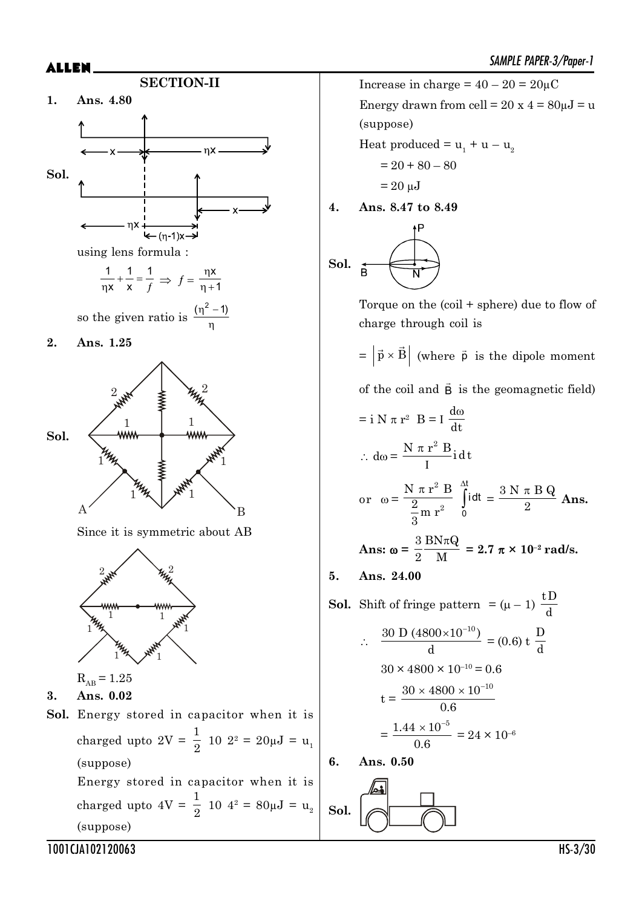## SECTION-II

**1. Ans. 4.80**

**Sol.**

using lens formula :

$$\frac{1}{\eta x} + \frac{1}{x} = \frac{1}{f} \Rightarrow f = \frac{\eta x}{\eta + 1}$$

so the given ratio is $\frac{(\eta^2 - 1)}{\eta}$

**2. Ans. 1.25**

**Sol.**

Since it is symmetric about AB

$R_{AB} = 1.25$

**3. Ans. 0.02**

**Sol.** Energy stored in capacitor when it is charged upto 2V = $\frac{1}{2}$ 10 $2^2$ = 20μJ = $u_1$ (suppose)

Energy stored in capacitor when it is charged upto 4V = $\frac{1}{2}$ 10 $4^2$ = 80μJ = $u_2$ (suppose)

Increase in charge = 40 – 20 = 20μC

Energy drawn from cell = 20 x 4 = 80μJ = u (suppose)

Heat produced = $u_1 + u - u_2$

= 20 + 80 – 80

= 20 μJ

**4. Ans. 8.47 to 8.49**

**Sol.**

Torque on the (coil + sphere) due to flow of charge through coil is

$= \left|\vec{p} \times \vec{B}\right|$ (where $\vec{p}$ is the dipole moment of the coil and $\vec{B}$ is the geomagnetic field)

$= i N \pi r^2 B = I \frac{d\omega}{dt}$

$\therefore d\omega = \frac{N \pi r^2 B}{I} i\, dt$

or $\omega = \frac{N \pi r^2 B}{\frac{2}{3} m r^2} \int_0^{\Delta t} i\, dt = \frac{3 N \pi B Q}{2}$ **Ans.**

**Ans: $\omega = \frac{3}{2}\frac{BN\pi Q}{M}$ = 2.7 π × $10^{-2}$ rad/s.**

**5. Ans. 24.00**

**Sol.** Shift of fringe pattern $= (\mu - 1)\frac{tD}{d}$

$\therefore \quad \frac{30\, D\, (4800 \times 10^{-10})}{d} = (0.6)\, t\, \frac{D}{d}$

$30 \times 4800 \times 10^{-10} = 0.6$

$t = \frac{30 \times 4800 \times 10^{-10}}{0.6}$

$= \frac{1.44 \times 10^{-5}}{0.6} = 24 \times 10^{-6}$

**6. Ans. 0.50**

**Sol.**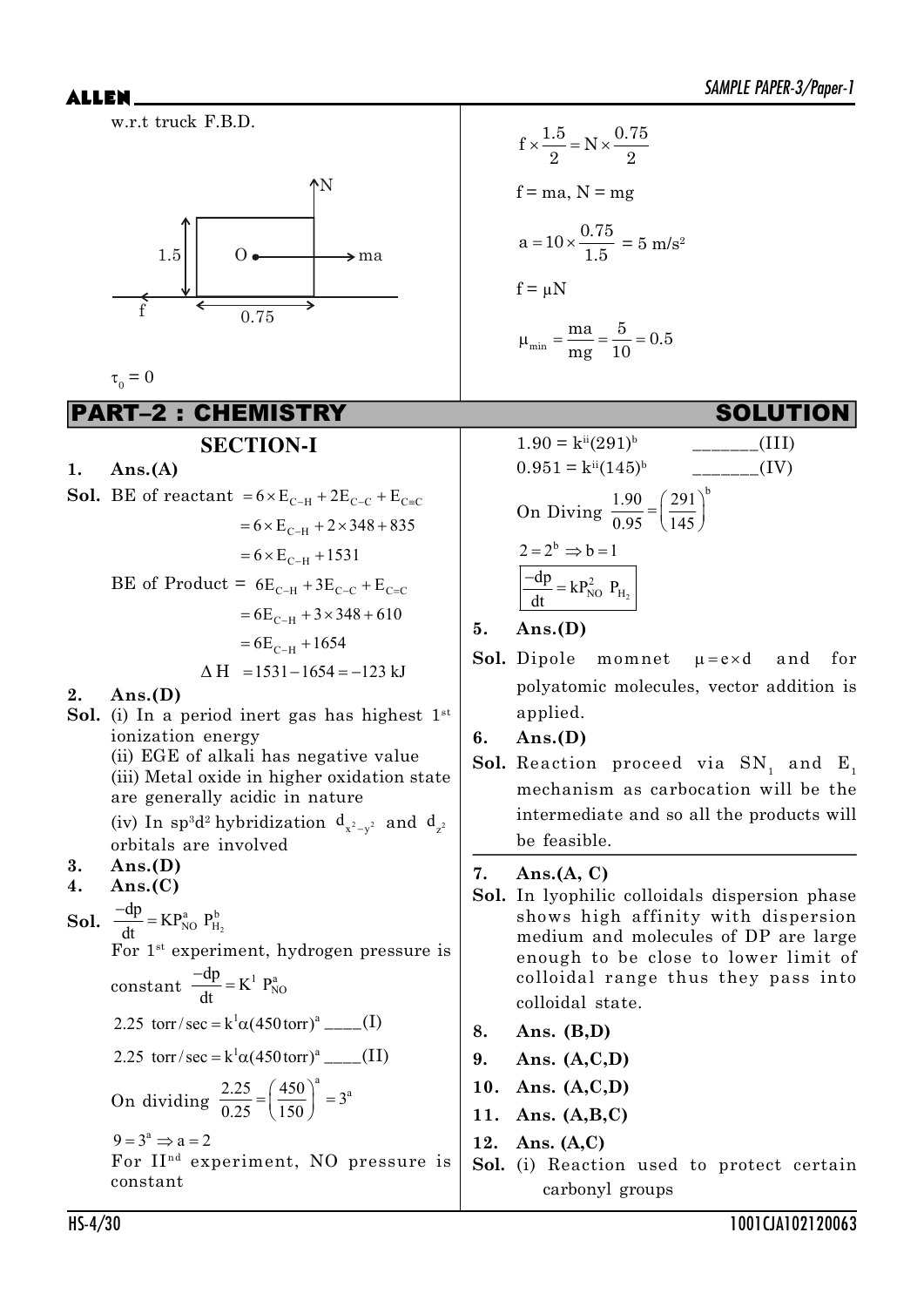w.r.t truck F.B.D.

$\tau_0 = 0$

$$f \times \frac{1.5}{2} = N \times \frac{0.75}{2}$$

$f = ma$, $N = mg$

$$a = 10 \times \frac{0.75}{1.5} = 5 \text{ m/s}^2$$

$f = \mu N$

$$\mu_{min} = \frac{ma}{mg} = \frac{5}{10} = 0.5$$

## PART–2 : CHEMISTRY — SOLUTION

### SECTION-I

**1. Ans.(A)**

**Sol.** BE of reactant $= 6 \times E_{C-H} + 2E_{C-C} + E_{C=C}$

$= 6 \times E_{C-H} + 2 \times 348 + 835$

$= 6 \times E_{C-H} + 1531$

BE of Product $= 6E_{C-H} + 3E_{C-C} + E_{C=C}$

$= 6E_{C-H} + 3 \times 348 + 610$

$= 6E_{C-H} + 1654$

$\Delta H = 1531 - 1654 = -123$ kJ

**2. Ans.(D)**

**Sol.** (i) In a period inert gas has highest 1st ionization energy

(ii) EGE of alkali has negative value

(iii) Metal oxide in higher oxidation state are generally acidic in nature

(iv) In $sp^3d^2$ hybridization $d_{x^2-y^2}$ and $d_{z^2}$ orbitals are involved

**3. Ans.(D)**

**4. Ans.(C)**

**Sol.** $\frac{-dp}{dt} = KP_{NO}^a \; P_{H_2}^b$

For 1st experiment, hydrogen pressure is constant $\frac{-dp}{dt} = K^1 \; P_{NO}^a$

$2.25 \text{ torr/sec} = k^1\alpha(450 \text{ torr})^a$ ____(I)

$2.25 \text{ torr/sec} = k^1\alpha(450 \text{ torr})^a$ ____(II)

On dividing $\frac{2.25}{0.25} = \left(\frac{450}{150}\right)^a = 3^a$

$9 = 3^a \Rightarrow a = 2$

For IInd experiment, NO pressure is constant

$1.90 = k^{ii}(291)^b$ _______(III)

$0.951 = k^{ii}(145)^b$ _______(IV)

On Diving $\frac{1.90}{0.95} = \left(\frac{291}{145}\right)^b$

$2 = 2^b \Rightarrow b = 1$

$$\boxed{\frac{-dp}{dt} = kP_{NO}^2 \; P_{H_2}}$$

**5. Ans.(D)**

**Sol.** Dipole momnet $\mu = e \times d$ and for polyatomic molecules, vector addition is applied.

**6. Ans.(D)**

**Sol.** Reaction proceed via $SN_1$ and $E_1$ mechanism as carbocation will be the intermediate and so all the products will be feasible.

**7. Ans.(A, C)**

**Sol.** In lyophilic colloidals dispersion phase shows high affinity with dispersion medium and molecules of DP are large enough to be close to lower limit of colloidal range thus they pass into colloidal state.

**8. Ans. (B,D)**

**9. Ans. (A,C,D)**

**10. Ans. (A,C,D)**

**11. Ans. (A,B,C)**

**12. Ans. (A,C)**

**Sol.** (i) Reaction used to protect certain carbonyl groups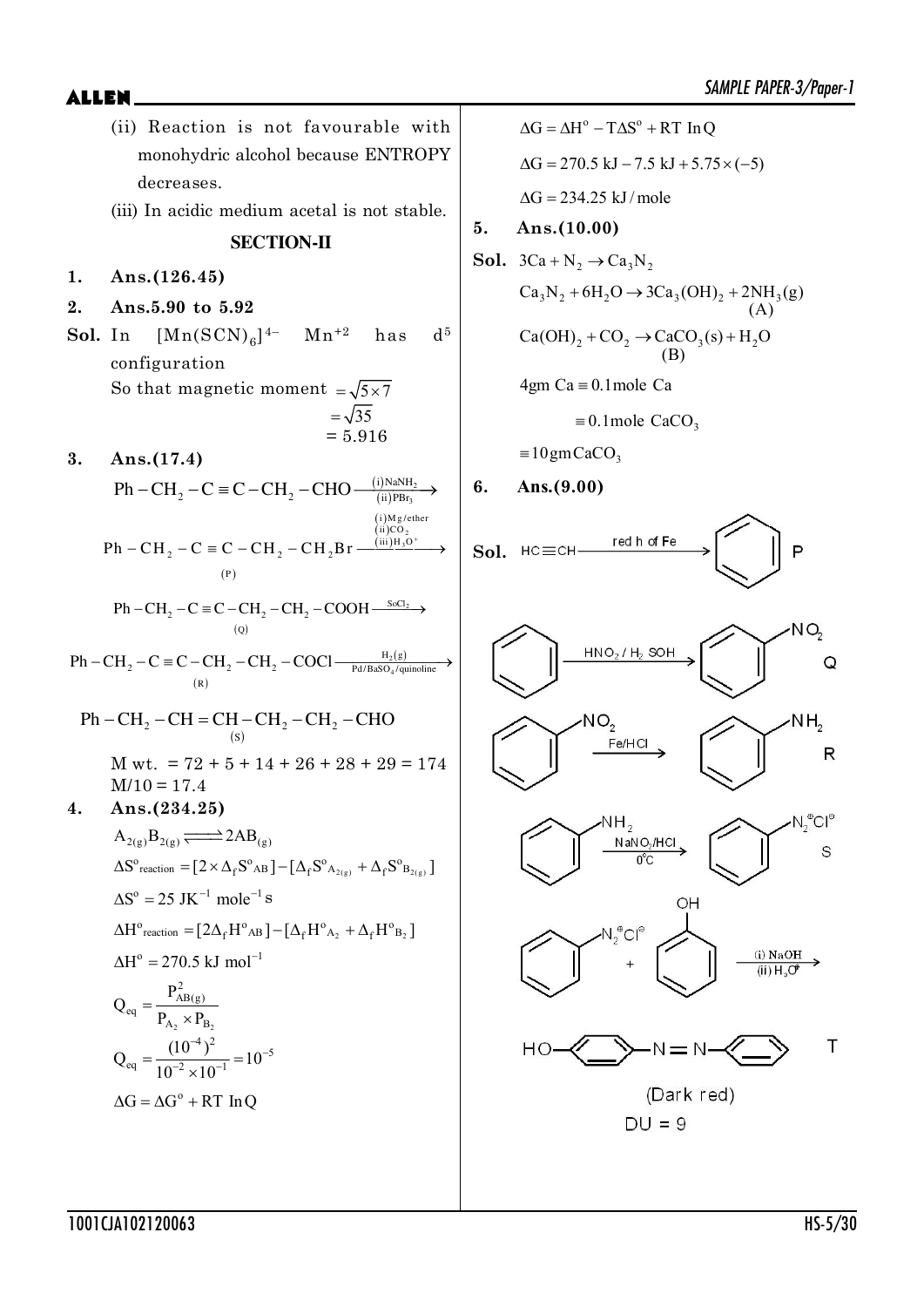(ii) Reaction is not favourable with monohydric alcohol because ENTROPY decreases.

(iii) In acidic medium acetal is not stable.

## SECTION-II

**1. Ans.(126.45)**

**2. Ans.5.90 to 5.92**

**Sol.** In $[Mn(SCN)_6]^{4-}$ $Mn^{+2}$ has $d^5$ configuration

So that magnetic moment $= \sqrt{5 \times 7}$

$= \sqrt{35}$

$= 5.916$

**3. Ans.(17.4)**

$$Ph-CH_2-C\equiv C-CH_2-CHO \xrightarrow[\text{(ii)}PBr_3]{\text{(i)}NaNH_2}$$

$$\underset{(P)}{Ph-CH_2-C\equiv C-CH_2-CH_2Br} \xrightarrow{\text{(i)}Mg/ether,\ \text{(ii)}CO_2,\ \text{(iii)}H_3O^+}$$

$$\underset{(Q)}{Ph-CH_2-C\equiv C-CH_2-CH_2-COOH} \xrightarrow{SOCl_2}$$

$$\underset{(R)}{Ph-CH_2-C\equiv C-CH_2-CH_2-COCl} \xrightarrow[\text{Pd/BaSO}_4\text{/quinoline}]{H_2(g)}$$

$$\underset{(S)}{Ph-CH_2-CH=CH-CH_2-CH_2-CHO}$$

M wt. = 72 + 5 + 14 + 26 + 28 + 29 = 174

M/10 = 17.4

**4. Ans.(234.25)**

$$A_{2(g)}B_{2(g)} \rightleftharpoons 2AB_{(g)}$$

$$\Delta S^o_{reaction} = [2\times\Delta_f S^o_{AB}] - [\Delta_f S^o_{A_{2(g)}} + \Delta_f S^o_{B_{2(g)}}]$$

$$\Delta S^o = 25\ JK^{-1}\ mole^{-1}s$$

$$\Delta H^o_{reaction} = [2\Delta_f H^o_{AB}] - [\Delta_f H^o_{A_2} + \Delta_f H^o_{B_2}]$$

$$\Delta H^o = 270.5\ kJ\ mol^{-1}$$

$$Q_{eq} = \frac{P^2_{AB(g)}}{P_{A_2}\times P_{B_2}}$$

$$Q_{eq} = \frac{(10^{-4})^2}{10^{-2}\times 10^{-1}} = 10^{-5}$$

$$\Delta G = \Delta G^o + RT\ \ln Q$$

$$\Delta G = \Delta H^o - T\Delta S^o + RT\ \ln Q$$

$$\Delta G = 270.5\ kJ - 7.5\ kJ + 5.75\times(-5)$$

$$\Delta G = 234.25\ kJ/mole$$

**5. Ans.(10.00)**

**Sol.** $3Ca + N_2 \rightarrow Ca_3N_2$

$$Ca_3N_2 + 6H_2O \rightarrow 3Ca_3(OH)_2 + \underset{(A)}{2NH_3(g)}$$

$$Ca(OH)_2 + CO_2 \rightarrow \underset{(B)}{CaCO_3(s)} + H_2O$$

4gm Ca $\equiv$ 0.1mole Ca

$\equiv$ 0.1mole $CaCO_3$

$\equiv$ 10gm $CaCO_3$

**6. Ans.(9.00)**

**Sol.** $HC\equiv CH \xrightarrow{\text{red h of Fe}}$ Benzene (P)

Benzene $\xrightarrow{HNO_2/H_2SOH}$ Nitrobenzene (Q)

Nitrobenzene $\xrightarrow{Fe/HCl}$ Aniline (R)

Aniline $\xrightarrow[0^\circ C]{NaNO_2/HCl}$ $C_6H_5N_2^{\oplus}Cl^{\ominus}$ (S)

$C_6H_5N_2^{\oplus}Cl^{\ominus}$ + Phenol $\xrightarrow[\text{(ii)}H_3O^{\oplus}]{\text{(i)}NaOH}$

$HO-C_6H_4-N=N-C_6H_5$ (T)

(Dark red)

DU = 9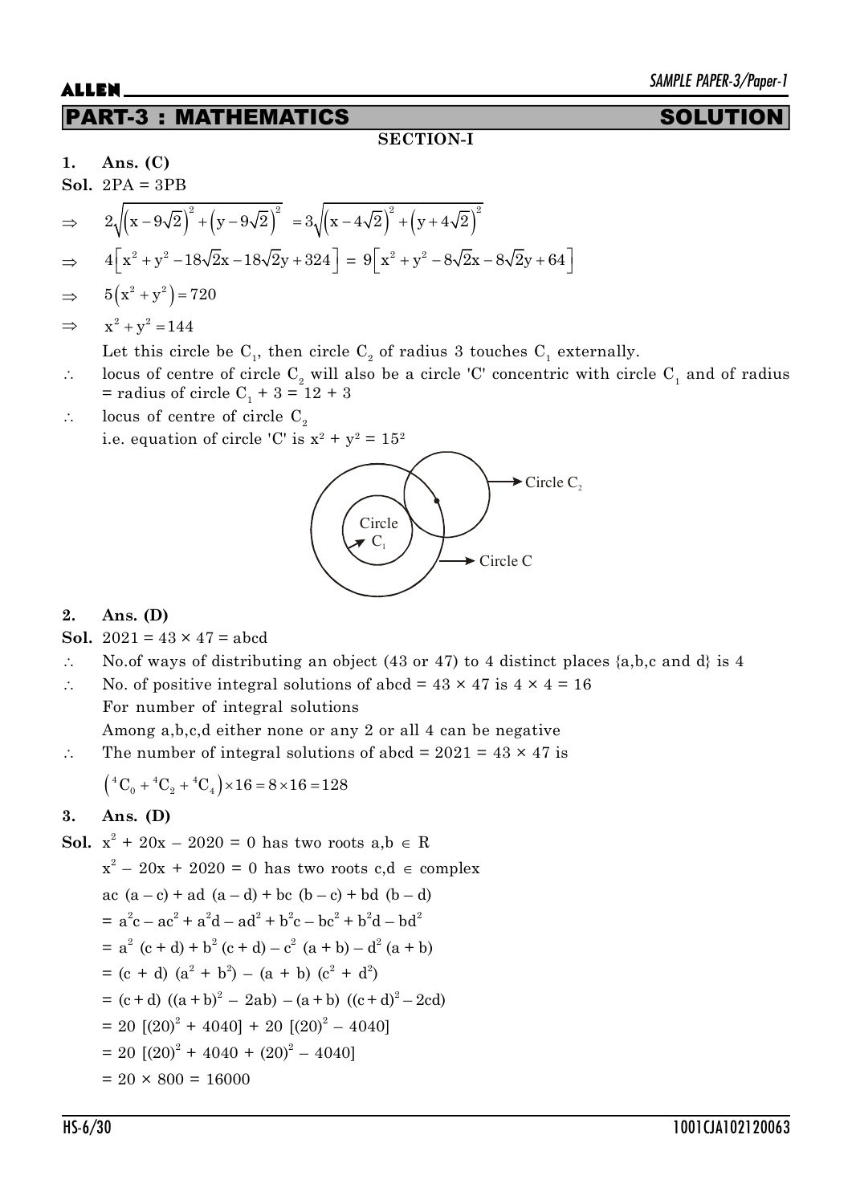# PART-3 : MATHEMATICS SOLUTION

**SECTION-I**

**1. Ans. (C)**

**Sol.** 2PA = 3PB

$$\Rightarrow \quad 2\sqrt{\left(x-9\sqrt{2}\right)^2+\left(y-9\sqrt{2}\right)^2} = 3\sqrt{\left(x-4\sqrt{2}\right)^2+\left(y+4\sqrt{2}\right)^2}$$

$$\Rightarrow \quad 4\left[x^2+y^2-18\sqrt{2}x-18\sqrt{2}y+324\right] = 9\left[x^2+y^2-8\sqrt{2}x-8\sqrt{2}y+64\right]$$

$$\Rightarrow \quad 5\left(x^2+y^2\right)=720$$

$$\Rightarrow \quad x^2+y^2=144$$

Let this circle be $C_1$, then circle $C_2$ of radius 3 touches $C_1$ externally.

$\therefore$ locus of centre of circle $C_2$ will also be a circle 'C' concentric with circle $C_1$ and of radius = radius of circle $C_1 + 3 = 12 + 3$

$\therefore$ locus of centre of circle $C_2$

i.e. equation of circle 'C' is $x^2 + y^2 = 15^2$

Circle $C_1$ — Circle $C_2$ — Circle C

**2. Ans. (D)**

**Sol.** $2021 = 43 \times 47 = abcd$

$\therefore$ No.of ways of distributing an object (43 or 47) to 4 distinct places {a,b,c and d} is 4

$\therefore$ No. of positive integral solutions of $abcd = 43 \times 47$ is $4 \times 4 = 16$

For number of integral solutions

Among a,b,c,d either none or any 2 or all 4 can be negative

$\therefore$ The number of integral solutions of $abcd = 2021 = 43 \times 47$ is

$$\left({}^4C_0+{}^4C_2+{}^4C_4\right)\times 16 = 8\times 16 = 128$$

**3. Ans. (D)**

**Sol.** $x^2 + 20x - 2020 = 0$ has two roots $a,b \in R$

$x^2 - 20x + 2020 = 0$ has two roots $c,d \in$ complex

$ac\,(a-c) + ad\,(a-d) + bc\,(b-c) + bd\,(b-d)$

$= a^2c - ac^2 + a^2d - ad^2 + b^2c - bc^2 + b^2d - bd^2$

$= a^2\,(c+d) + b^2\,(c+d) - c^2\,(a+b) - d^2\,(a+b)$

$= (c+d)\,(a^2+b^2) - (a+b)\,(c^2+d^2)$

$= (c+d)\,((a+b)^2 - 2ab) - (a+b)\,((c+d)^2 - 2cd)$

$= 20\,[(20)^2 + 4040] + 20\,[(20)^2 - 4040]$

$= 20\,[(20)^2 + 4040 + (20)^2 - 4040]$

$= 20 \times 800 = 16000$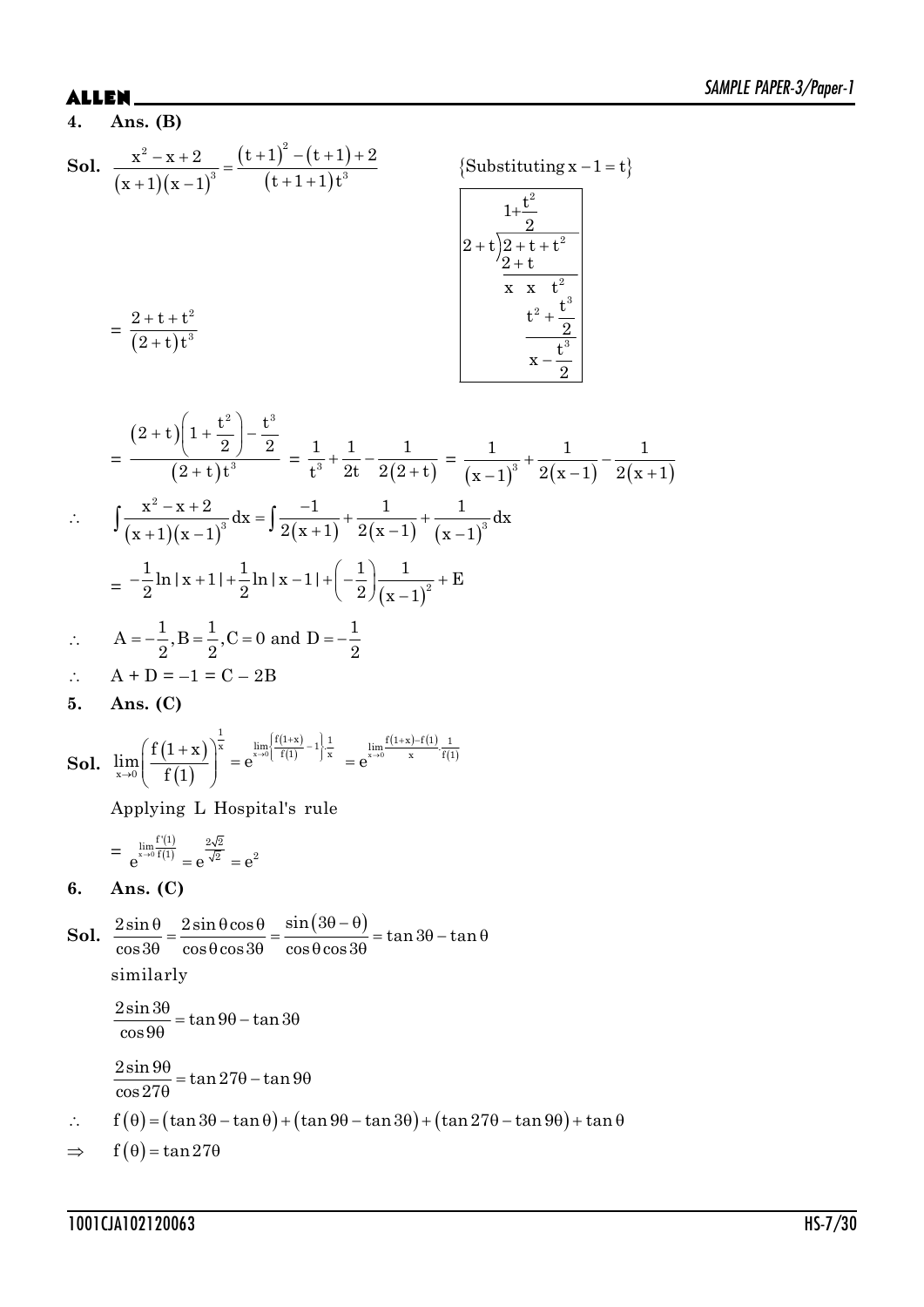**4. Ans. (B)**

**Sol.** $\dfrac{x^2-x+2}{(x+1)(x-1)^3}=\dfrac{(t+1)^2-(t+1)+2}{(t+1+1)t^3}$ $\{\text{Substituting } x-1=t\}$

$$\begin{array}{r|l} & 1+\dfrac{t^2}{2} \\ 2+t & 2+t+t^2 \\ & 2+t \\ & \overline{x \quad x \quad t^2} \\ & t^2+\dfrac{t^3}{2} \\ & \overline{x-\dfrac{t^3}{2}} \end{array}$$

$=\dfrac{2+t+t^2}{(2+t)t^3}$

$=\dfrac{(2+t)\left(1+\dfrac{t^2}{2}\right)-\dfrac{t^3}{2}}{(2+t)t^3}=\dfrac{1}{t^3}+\dfrac{1}{2t}-\dfrac{1}{2(2+t)}=\dfrac{1}{(x-1)^3}+\dfrac{1}{2(x-1)}-\dfrac{1}{2(x+1)}$

$\therefore \quad \displaystyle\int\dfrac{x^2-x+2}{(x+1)(x-1)^3}dx=\int\dfrac{-1}{2(x+1)}+\dfrac{1}{2(x-1)}+\dfrac{1}{(x-1)^3}dx$

$=-\dfrac{1}{2}\ln|x+1|+\dfrac{1}{2}\ln|x-1|+\left(-\dfrac{1}{2}\right)\dfrac{1}{(x-1)^2}+E$

$\therefore \quad A=-\dfrac{1}{2}, B=\dfrac{1}{2}, C=0$ and $D=-\dfrac{1}{2}$

$\therefore \quad A+D=-1=C-2B$

**5. Ans. (C)**

**Sol.** $\displaystyle\lim_{x\to 0}\left(\dfrac{f(1+x)}{f(1)}\right)^{\frac{1}{x}}=e^{\lim_{x\to 0}\left\{\frac{f(1+x)}{f(1)}-1\right\}\frac{1}{x}}=e^{\lim_{x\to 0}\frac{f(1+x)-f(1)}{x}\cdot\frac{1}{f(1)}}$

Applying L Hospital's rule

$=e^{\lim_{x\to 0}\frac{f'(1)}{f(1)}}=e^{\frac{2\sqrt{2}}{\sqrt{2}}}=e^2$

**6. Ans. (C)**

**Sol.** $\dfrac{2\sin\theta}{\cos 3\theta}=\dfrac{2\sin\theta\cos\theta}{\cos\theta\cos 3\theta}=\dfrac{\sin(3\theta-\theta)}{\cos\theta\cos 3\theta}=\tan 3\theta-\tan\theta$

similarly

$\dfrac{2\sin 3\theta}{\cos 9\theta}=\tan 9\theta-\tan 3\theta$

$\dfrac{2\sin 9\theta}{\cos 27\theta}=\tan 27\theta-\tan 9\theta$

$\therefore \quad f(\theta)=(\tan 3\theta-\tan\theta)+(\tan 9\theta-\tan 3\theta)+(\tan 27\theta-\tan 9\theta)+\tan\theta$

$\Rightarrow \quad f(\theta)=\tan 27\theta$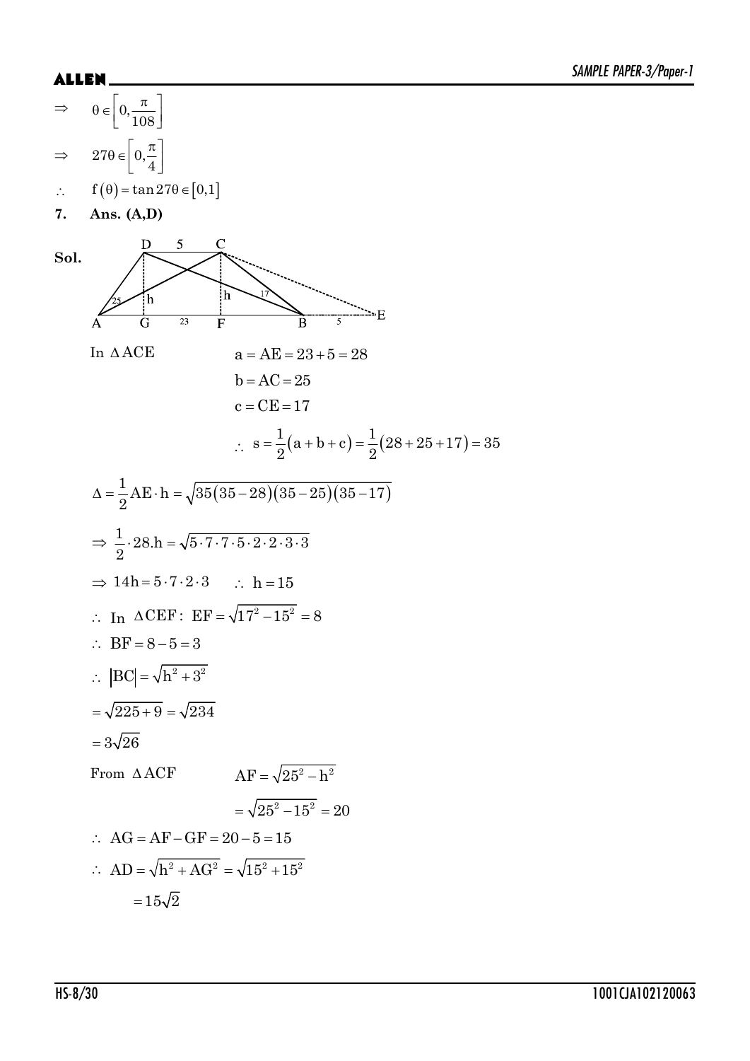$\Rightarrow \quad \theta \in \left[0, \frac{\pi}{108}\right]$

$\Rightarrow \quad 27\theta \in \left[0, \frac{\pi}{4}\right]$

$\therefore \quad f(\theta) = \tan 27\theta \in [0,1]$

**7. Ans. (A,D)**

**Sol.**

In $\Delta ACE$ $\quad a = AE = 23 + 5 = 28$

$b = AC = 25$

$c = CE = 17$

$\therefore \; s = \frac{1}{2}(a+b+c) = \frac{1}{2}(28+25+17) = 35$

$\Delta = \frac{1}{2} AE \cdot h = \sqrt{35(35-28)(35-25)(35-17)}$

$\Rightarrow \frac{1}{2} \cdot 28.h = \sqrt{5 \cdot 7 \cdot 7 \cdot 5 \cdot 2 \cdot 2 \cdot 3 \cdot 3}$

$\Rightarrow 14h = 5 \cdot 7 \cdot 2 \cdot 3 \quad \therefore \; h = 15$

$\therefore$ In $\Delta CEF$: $EF = \sqrt{17^2 - 15^2} = 8$

$\therefore \; BF = 8 - 5 = 3$

$\therefore \; |BC| = \sqrt{h^2 + 3^2}$

$= \sqrt{225 + 9} = \sqrt{234}$

$= 3\sqrt{26}$

From $\Delta ACF$ $\quad AF = \sqrt{25^2 - h^2}$

$= \sqrt{25^2 - 15^2} = 20$

$\therefore \; AG = AF - GF = 20 - 5 = 15$

$\therefore \; AD = \sqrt{h^2 + AG^2} = \sqrt{15^2 + 15^2}$

$= 15\sqrt{2}$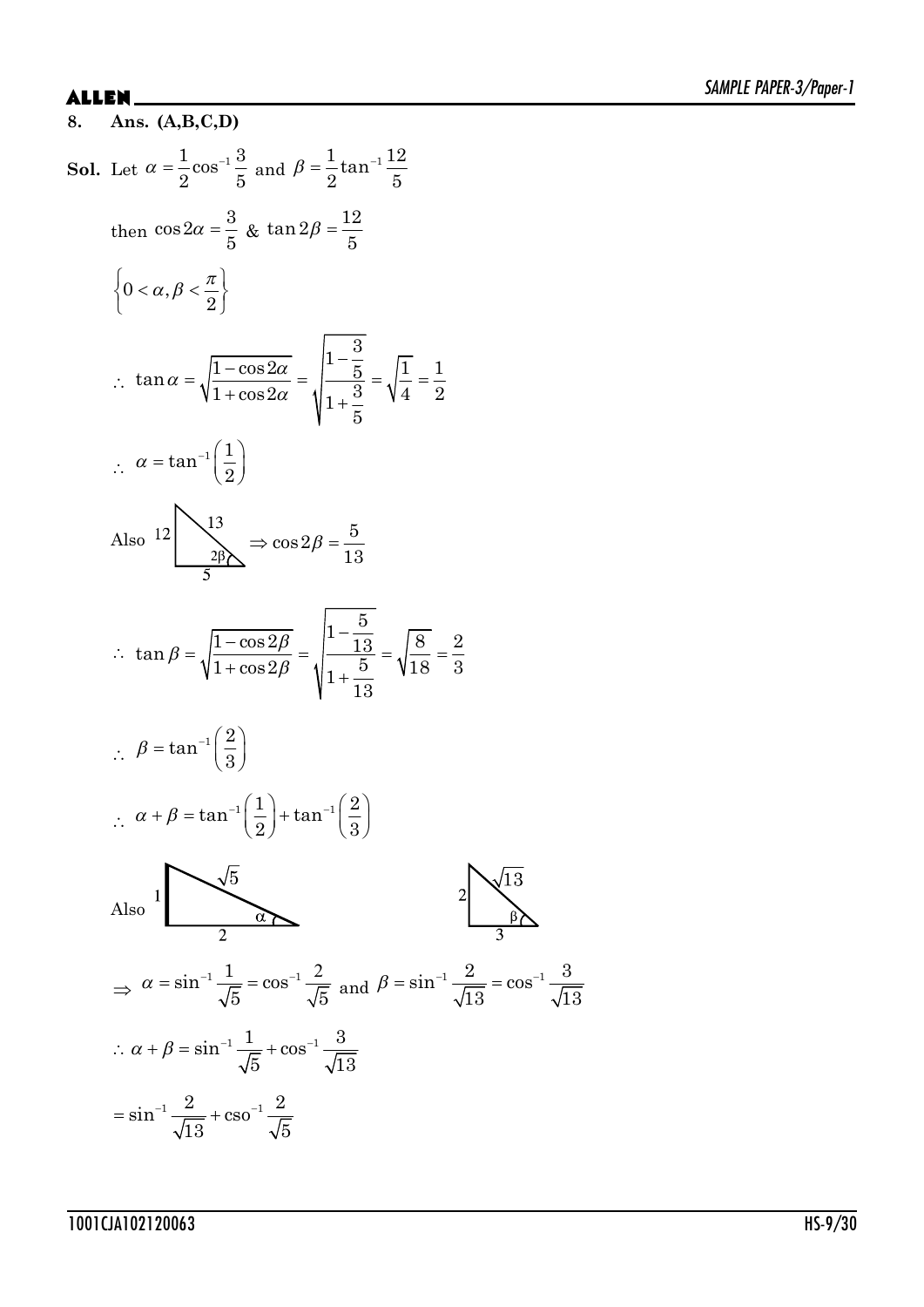**8. Ans. (A,B,C,D)**

**Sol.** Let $\alpha = \frac{1}{2}\cos^{-1}\frac{3}{5}$ and $\beta = \frac{1}{2}\tan^{-1}\frac{12}{5}$

then $\cos 2\alpha = \frac{3}{5}$ & $\tan 2\beta = \frac{12}{5}$

$\left\{0 < \alpha, \beta < \frac{\pi}{2}\right\}$

$\therefore \tan\alpha = \sqrt{\frac{1-\cos 2\alpha}{1+\cos 2\alpha}} = \sqrt{\frac{1-\frac{3}{5}}{1+\frac{3}{5}}} = \sqrt{\frac{1}{4}} = \frac{1}{2}$

$\therefore \alpha = \tan^{-1}\left(\frac{1}{2}\right)$

Also (right triangle with sides 12, 5, hypotenuse 13, angle $2\beta$) $\Rightarrow \cos 2\beta = \frac{5}{13}$

$\therefore \tan\beta = \sqrt{\frac{1-\cos 2\beta}{1+\cos 2\beta}} = \sqrt{\frac{1-\frac{5}{13}}{1+\frac{5}{13}}} = \sqrt{\frac{8}{18}} = \frac{2}{3}$

$\therefore \beta = \tan^{-1}\left(\frac{2}{3}\right)$

$\therefore \alpha + \beta = \tan^{-1}\left(\frac{1}{2}\right) + \tan^{-1}\left(\frac{2}{3}\right)$

Also (right triangle with sides 1, 2, hypotenuse $\sqrt{5}$, angle $\alpha$; right triangle with sides 2, 3, hypotenuse $\sqrt{13}$, angle $\beta$)

$\Rightarrow \alpha = \sin^{-1}\frac{1}{\sqrt{5}} = \cos^{-1}\frac{2}{\sqrt{5}}$ and $\beta = \sin^{-1}\frac{2}{\sqrt{13}} = \cos^{-1}\frac{3}{\sqrt{13}}$

$\therefore \alpha + \beta = \sin^{-1}\frac{1}{\sqrt{5}} + \cos^{-1}\frac{3}{\sqrt{13}}$

$= \sin^{-1}\frac{2}{\sqrt{13}} + \text{cso}^{-1}\frac{2}{\sqrt{5}}$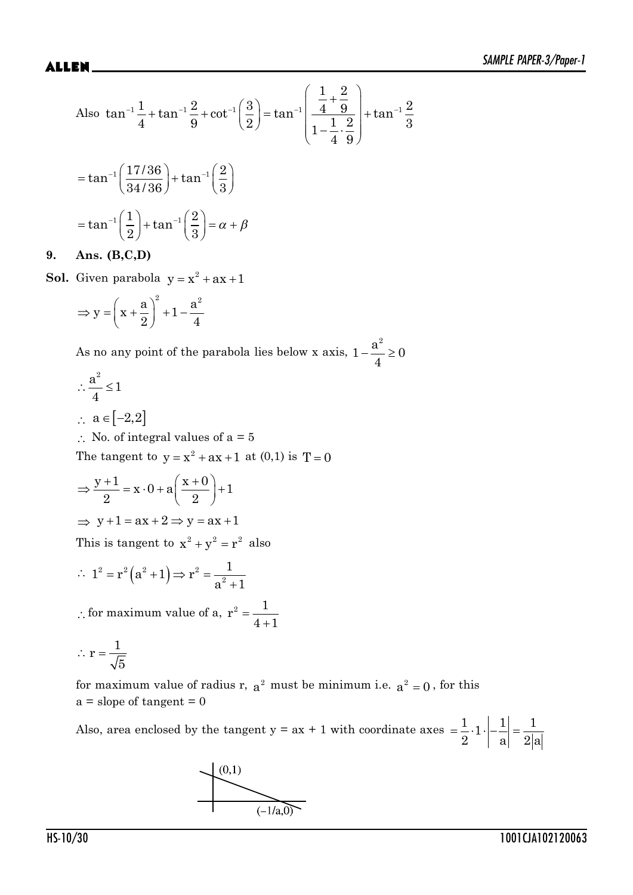Also $\tan^{-1}\frac{1}{4}+\tan^{-1}\frac{2}{9}+\cot^{-1}\left(\frac{3}{2}\right)=\tan^{-1}\left(\frac{\frac{1}{4}+\frac{2}{9}}{1-\frac{1}{4}\cdot\frac{2}{9}}\right)+\tan^{-1}\frac{2}{3}$

$$=\tan^{-1}\left(\frac{17/36}{34/36}\right)+\tan^{-1}\left(\frac{2}{3}\right)$$

$$=\tan^{-1}\left(\frac{1}{2}\right)+\tan^{-1}\left(\frac{2}{3}\right)=\alpha+\beta$$

**9. Ans. (B,C,D)**

**Sol.** Given parabola $y=x^2+ax+1$

$$\Rightarrow y=\left(x+\frac{a}{2}\right)^2+1-\frac{a^2}{4}$$

As no any point of the parabola lies below x axis, $1-\frac{a^2}{4}\geq 0$

$$\therefore \frac{a^2}{4}\leq 1$$

$\therefore$ $a\in[-2,2]$

$\therefore$ No. of integral values of a = 5

The tangent to $y=x^2+ax+1$ at (0,1) is $T=0$

$$\Rightarrow \frac{y+1}{2}=x\cdot 0+a\left(\frac{x+0}{2}\right)+1$$

$\Rightarrow$ $y+1=ax+2\Rightarrow y=ax+1$

This is tangent to $x^2+y^2=r^2$ also

$$\therefore 1^2=r^2\left(a^2+1\right)\Rightarrow r^2=\frac{1}{a^2+1}$$

$\therefore$ for maximum value of a, $r^2=\frac{1}{4+1}$

$$\therefore r=\frac{1}{\sqrt{5}}$$

for maximum value of radius r, $a^2$ must be minimum i.e. $a^2=0$, for this a = slope of tangent = 0

Also, area enclosed by the tangent y = ax + 1 with coordinate axes $=\frac{1}{2}\cdot 1\cdot\left|-\frac{1}{a}\right|=\frac{1}{2|a|}$

(0,1)

(−1/a,0)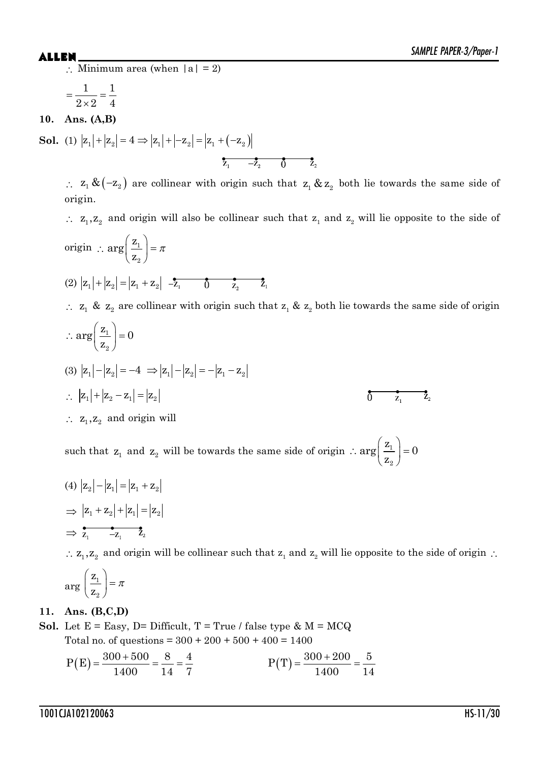$\therefore$ Minimum area (when $|a| = 2$)

$$= \frac{1}{2 \times 2} = \frac{1}{4}$$

**10. Ans. (A,B)**

**Sol.** (1) $|z_1| + |z_2| = 4 \Rightarrow |z_1| + |-z_2| = |z_1 + (-z_2)|$

$z_1 \quad -z_2 \quad 0 \quad z_2$

$\therefore$ $z_1 \,\&\, (-z_2)$ are collinear with origin such that $z_1 \,\&\, z_2$ both lie towards the same side of origin.

$\therefore$ $z_1, z_2$ and origin will also be collinear such that $z_1$ and $z_2$ will lie opposite to the side of origin $\therefore \arg\left(\frac{z_1}{z_2}\right) = \pi$

(2) $|z_1| + |z_2| = |z_1 + z_2|$ $\quad -z_1 \quad 0 \quad z_2 \quad z_1$

$\therefore$ $z_1$ & $z_2$ are collinear with origin such that $z_1$ & $z_2$ both lie towards the same side of origin

$\therefore \arg\left(\frac{z_1}{z_2}\right) = 0$

(3) $|z_1| - |z_2| = -4 \Rightarrow |z_1| - |z_2| = -|z_1 - z_2|$

$\therefore$ $|z_1| + |z_2 - z_1| = |z_2|$ $\quad 0 \quad z_1 \quad z_2$

$\therefore$ $z_1, z_2$ and origin will

such that $z_1$ and $z_2$ will be towards the same side of origin $\therefore \arg\left(\frac{z_1}{z_2}\right) = 0$

(4) $|z_2| - |z_1| = |z_1 + z_2|$

$\Rightarrow$ $|z_1 + z_2| + |z_1| = |z_2|$

$\Rightarrow$ $z_1 \quad -z_1 \quad z_2$

$\therefore z_1, z_2$ and origin will be collinear such that $z_1$ and $z_2$ will lie opposite to the side of origin $\therefore$

$\arg\left(\frac{z_1}{z_2}\right) = \pi$

**11. Ans. (B,C,D)**

**Sol.** Let E = Easy, D= Difficult, T = True / false type & M = MCQ

Total no. of questions = 300 + 200 + 500 + 400 = 1400

$$P(E) = \frac{300 + 500}{1400} = \frac{8}{14} = \frac{4}{7} \qquad P(T) = \frac{300 + 200}{1400} = \frac{5}{14}$$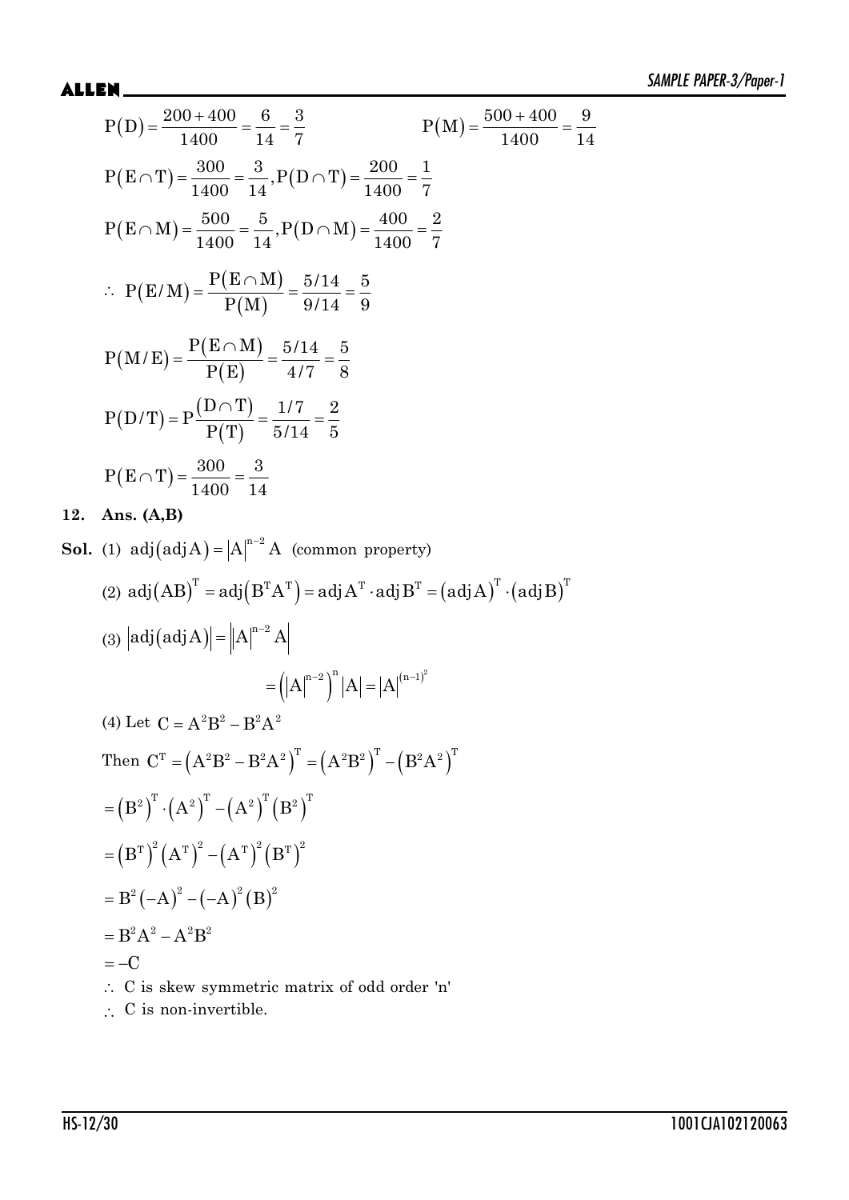$P(D) = \dfrac{200+400}{1400} = \dfrac{6}{14} = \dfrac{3}{7}$ $\qquad\qquad$ $P(M) = \dfrac{500+400}{1400} = \dfrac{9}{14}$

$P(E \cap T) = \dfrac{300}{1400} = \dfrac{3}{14}, P(D \cap T) = \dfrac{200}{1400} = \dfrac{1}{7}$

$P(E \cap M) = \dfrac{500}{1400} = \dfrac{5}{14}, P(D \cap M) = \dfrac{400}{1400} = \dfrac{2}{7}$

$\therefore\ P(E/M) = \dfrac{P(E \cap M)}{P(M)} = \dfrac{5/14}{9/14} = \dfrac{5}{9}$

$P(M/E) = \dfrac{P(E \cap M)}{P(E)} = \dfrac{5/14}{4/7} = \dfrac{5}{8}$

$P(D/T) = P\dfrac{(D \cap T)}{P(T)} = \dfrac{1/7}{5/14} = \dfrac{2}{5}$

$P(E \cap T) = \dfrac{300}{1400} = \dfrac{3}{14}$

**12. Ans. (A,B)**

**Sol.** (1) $\text{adj}(\text{adj}A) = |A|^{n-2} A$ (common property)

(2) $\text{adj}(AB)^T = \text{adj}(B^T A^T) = \text{adj}A^T \cdot \text{adj}B^T = (\text{adj}A)^T \cdot (\text{adj}B)^T$

(3) $|\text{adj}(\text{adj}A)| = \left||A|^{n-2} A\right|$

$$= \left(|A|^{n-2}\right)^n |A| = |A|^{(n-1)^2}$$

(4) Let $C = A^2B^2 - B^2A^2$

Then $C^T = \left(A^2B^2 - B^2A^2\right)^T = \left(A^2B^2\right)^T - \left(B^2A^2\right)^T$

$= \left(B^2\right)^T \cdot \left(A^2\right)^T - \left(A^2\right)^T \left(B^2\right)^T$

$= \left(B^T\right)^2 \left(A^T\right)^2 - \left(A^T\right)^2 \left(B^T\right)^2$

$= B^2(-A)^2 - (-A)^2(B)^2$

$= B^2A^2 - A^2B^2$

$= -C$

$\therefore$ C is skew symmetric matrix of odd order 'n'

$\therefore$ C is non-invertible.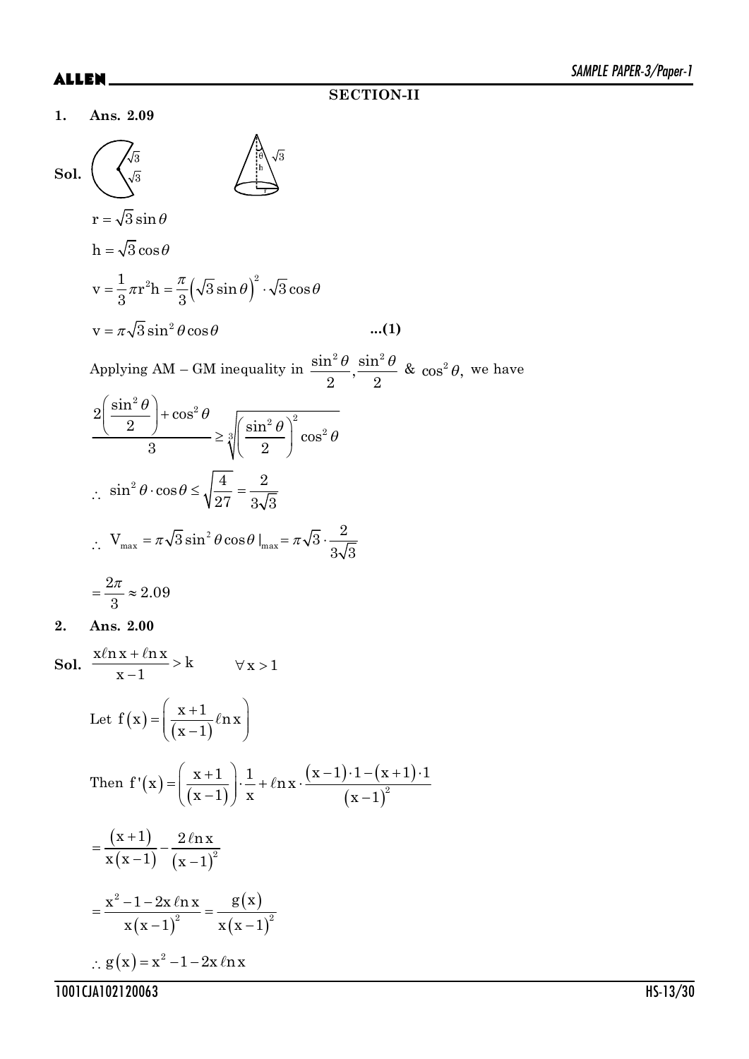## SECTION-II

**1. Ans. 2.09**

**Sol.**

$$r = \sqrt{3}\sin\theta$$

$$h = \sqrt{3}\cos\theta$$

$$v = \frac{1}{3}\pi r^2 h = \frac{\pi}{3}\left(\sqrt{3}\sin\theta\right)^2 \cdot \sqrt{3}\cos\theta$$

$$v = \pi\sqrt{3}\sin^2\theta\cos\theta \qquad \text{...(1)}$$

Applying AM – GM inequality in $\frac{\sin^2\theta}{2}, \frac{\sin^2\theta}{2}$ & $\cos^2\theta$, we have

$$\frac{2\left(\frac{\sin^2\theta}{2}\right) + \cos^2\theta}{3} \geq \sqrt[3]{\left(\frac{\sin^2\theta}{2}\right)^2 \cos^2\theta}$$

$$\therefore \ \sin^2\theta \cdot \cos\theta \leq \sqrt{\frac{4}{27}} = \frac{2}{3\sqrt{3}}$$

$$\therefore \ V_{max} = \pi\sqrt{3}\sin^2\theta\cos\theta\,|_{max} = \pi\sqrt{3} \cdot \frac{2}{3\sqrt{3}}$$

$$= \frac{2\pi}{3} \approx 2.09$$

**2. Ans. 2.00**

**Sol.** $\frac{x\ell n\,x + \ell n\,x}{x-1} > k \qquad \forall x > 1$

Let $f(x) = \left(\frac{x+1}{(x-1)}\ell n\,x\right)$

Then $f'(x) = \left(\frac{x+1}{(x-1)}\right) \cdot \frac{1}{x} + \ell n\,x \cdot \frac{(x-1)\cdot 1 - (x+1)\cdot 1}{(x-1)^2}$

$$= \frac{(x+1)}{x(x-1)} - \frac{2\,\ell n\,x}{(x-1)^2}$$

$$= \frac{x^2 - 1 - 2x\,\ell n\,x}{x(x-1)^2} = \frac{g(x)}{x(x-1)^2}$$

$$\therefore g(x) = x^2 - 1 - 2x\,\ell n\,x$$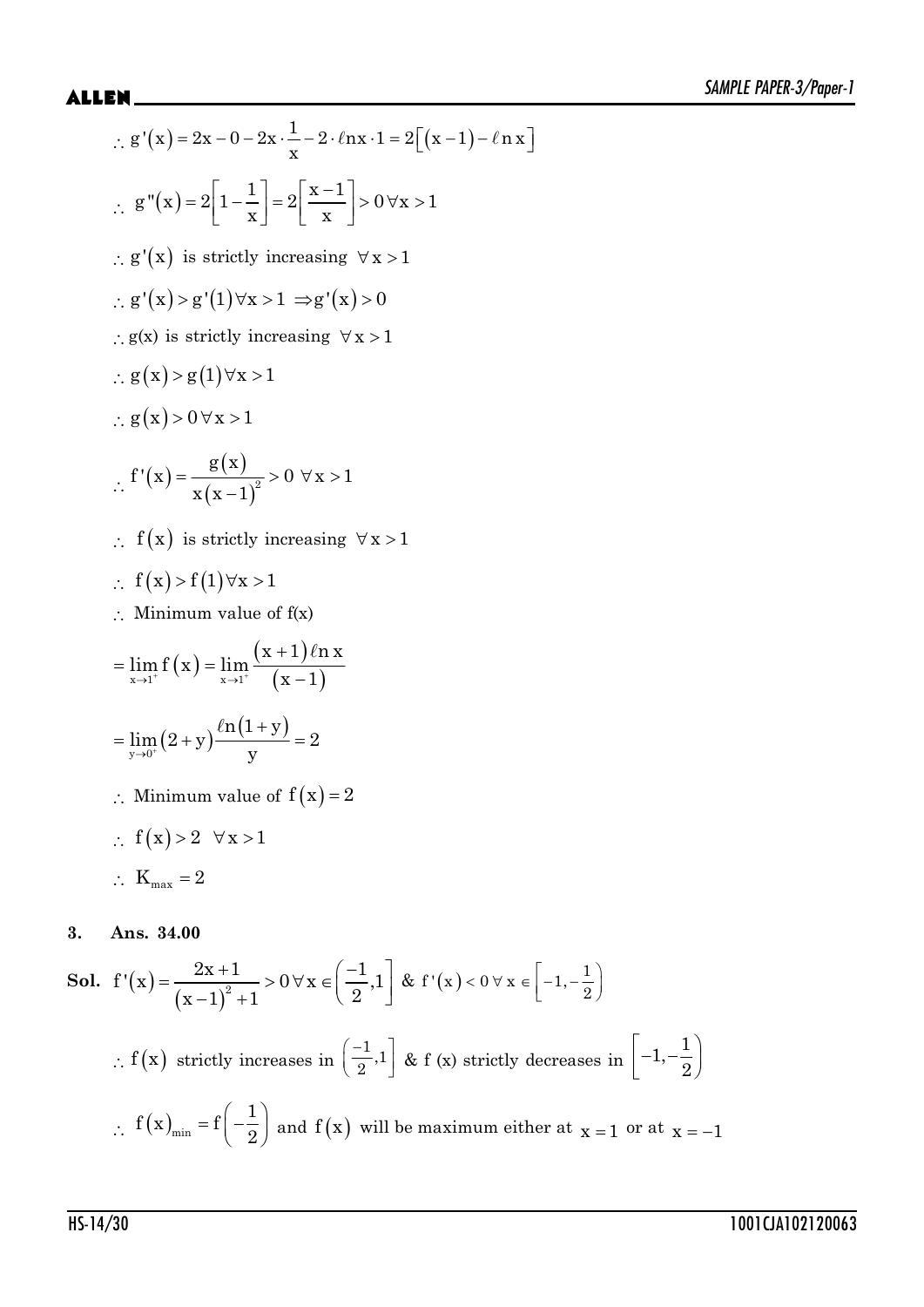$\therefore g'(x) = 2x - 0 - 2x \cdot \frac{1}{x} - 2 \cdot \ell nx \cdot 1 = 2\left[(x-1) - \ell n\, x\right]$

$\therefore g''(x) = 2\left[1 - \frac{1}{x}\right] = 2\left[\frac{x-1}{x}\right] > 0\, \forall x > 1$

$\therefore g'(x)$ is strictly increasing $\forall x > 1$

$\therefore g'(x) > g'(1) \forall x > 1 \Rightarrow g'(x) > 0$

$\therefore g(x)$ is strictly increasing $\forall x > 1$

$\therefore g(x) > g(1) \forall x > 1$

$\therefore g(x) > 0\, \forall x > 1$

$\therefore f'(x) = \frac{g(x)}{x(x-1)^2} > 0\ \forall x > 1$

$\therefore f(x)$ is strictly increasing $\forall x > 1$

$\therefore f(x) > f(1) \forall x > 1$

$\therefore$ Minimum value of f(x)

$= \lim_{x \to 1^+} f(x) = \lim_{x \to 1^+} \frac{(x+1)\ell n\, x}{(x-1)}$

$= \lim_{y \to 0^+} (2+y)\frac{\ell n(1+y)}{y} = 2$

$\therefore$ Minimum value of $f(x) = 2$

$\therefore f(x) > 2\ \ \forall x > 1$

$\therefore K_{max} = 2$

**3. Ans. 34.00**

**Sol.** $f'(x) = \frac{2x+1}{(x-1)^2 + 1} > 0\, \forall x \in \left(\frac{-1}{2}, 1\right]$ & $f'(x) < 0\ \forall x \in \left[-1, -\frac{1}{2}\right)$

$\therefore f(x)$ strictly increases in $\left(\frac{-1}{2}, 1\right]$ & f (x) strictly decreases in $\left[-1, -\frac{1}{2}\right)$

$\therefore f(x)_{min} = f\left(-\frac{1}{2}\right)$ and $f(x)$ will be maximum either at $x = 1$ or at $x = -1$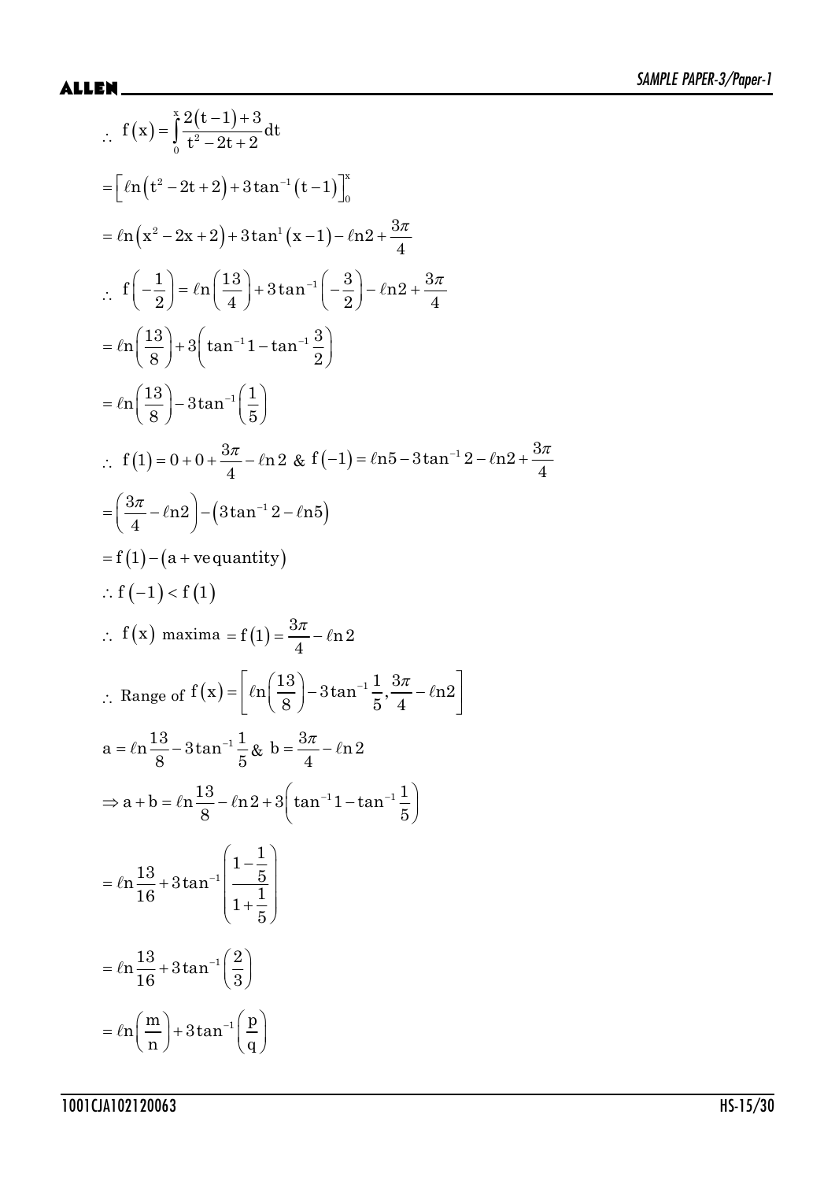$$\therefore\ f(x)=\int_0^x \frac{2(t-1)+3}{t^2-2t+2}dt$$

$$=\left[\ell n\left(t^2-2t+2\right)+3\tan^{-1}(t-1)\right]_0^x$$

$$=\ell n\left(x^2-2x+2\right)+3\tan^{1}(x-1)-\ell n2+\frac{3\pi}{4}$$

$$\therefore\ f\left(-\frac{1}{2}\right)=\ell n\left(\frac{13}{4}\right)+3\tan^{-1}\left(-\frac{3}{2}\right)-\ell n2+\frac{3\pi}{4}$$

$$=\ell n\left(\frac{13}{8}\right)+3\left(\tan^{-1}1-\tan^{-1}\frac{3}{2}\right)$$

$$=\ell n\left(\frac{13}{8}\right)-3\tan^{-1}\left(\frac{1}{5}\right)$$

$$\therefore\ f(1)=0+0+\frac{3\pi}{4}-\ell n2\ \&\ f(-1)=\ell n5-3\tan^{-1}2-\ell n2+\frac{3\pi}{4}$$

$$=\left(\frac{3\pi}{4}-\ell n2\right)-\left(3\tan^{-1}2-\ell n5\right)$$

$$=f(1)-(a+\text{ve quantity})$$

$$\therefore f(-1)<f(1)$$

$$\therefore\ f(x)\text{ maxima }=f(1)=\frac{3\pi}{4}-\ell n2$$

$$\therefore\ \text{Range of } f(x)=\left[\ell n\left(\frac{13}{8}\right)-3\tan^{-1}\frac{1}{5},\frac{3\pi}{4}-\ell n2\right]$$

$$a=\ell n\frac{13}{8}-3\tan^{-1}\frac{1}{5}\ \&\ b=\frac{3\pi}{4}-\ell n2$$

$$\Rightarrow a+b=\ell n\frac{13}{8}-\ell n2+3\left(\tan^{-1}1-\tan^{-1}\frac{1}{5}\right)$$

$$=\ell n\frac{13}{16}+3\tan^{-1}\left(\frac{1-\frac{1}{5}}{1+\frac{1}{5}}\right)$$

$$=\ell n\frac{13}{16}+3\tan^{-1}\left(\frac{2}{3}\right)$$

$$=\ell n\left(\frac{m}{n}\right)+3\tan^{-1}\left(\frac{p}{q}\right)$$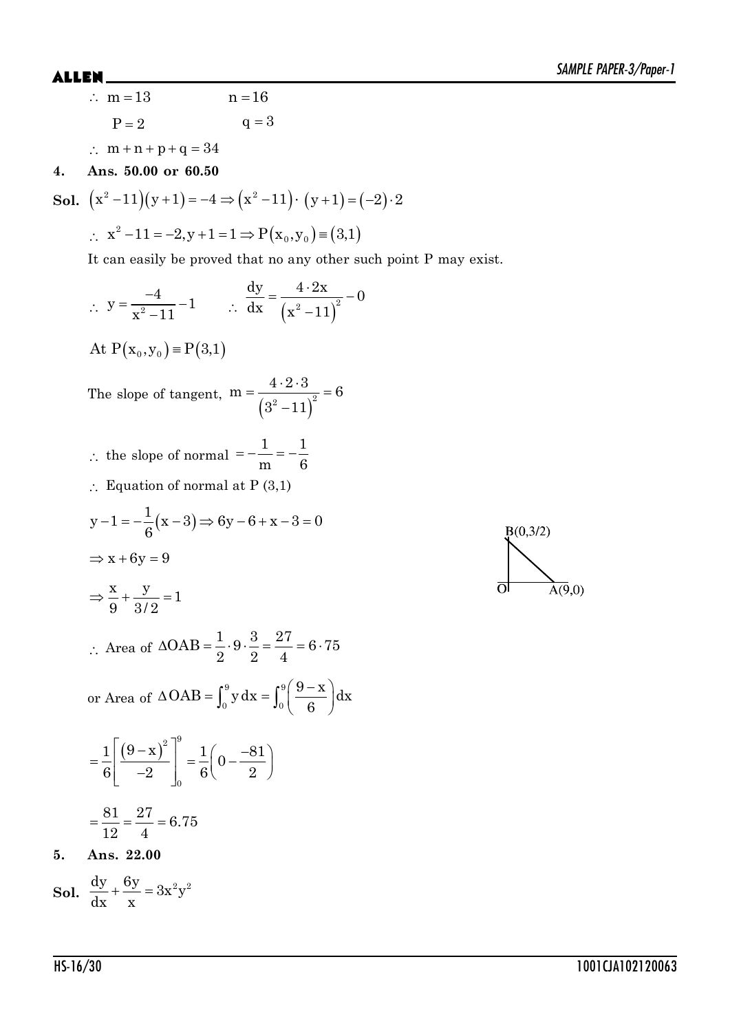$\therefore$ $m = 13$ $\qquad n = 16$

$P = 2$ $\qquad q = 3$

$\therefore$ $m + n + p + q = 34$

**4. Ans. 50.00 or 60.50**

**Sol.** $\left(x^2 - 11\right)\left(y+1\right) = -4 \Rightarrow \left(x^2 - 11\right) \cdot \left(y+1\right) = \left(-2\right) \cdot 2$

$\therefore$ $x^2 - 11 = -2, y + 1 = 1 \Rightarrow P\left(x_0, y_0\right) \equiv \left(3,1\right)$

It can easily be proved that no any other such point P may exist.

$\therefore$ $y = \dfrac{-4}{x^2 - 11} - 1 \qquad \therefore \dfrac{dy}{dx} = \dfrac{4 \cdot 2x}{\left(x^2 - 11\right)^2} - 0$

At $P\left(x_0, y_0\right) \equiv P\left(3,1\right)$

The slope of tangent, $m = \dfrac{4 \cdot 2 \cdot 3}{\left(3^2 - 11\right)^2} = 6$

$\therefore$ the slope of normal $= -\dfrac{1}{m} = -\dfrac{1}{6}$

$\therefore$ Equation of normal at P (3,1)

$y - 1 = -\dfrac{1}{6}\left(x - 3\right) \Rightarrow 6y - 6 + x - 3 = 0$

$\Rightarrow x + 6y = 9$

$\Rightarrow \dfrac{x}{9} + \dfrac{y}{3/2} = 1$

B(0,3/2)

O A(9,0)

$\therefore$ Area of $\Delta OAB = \dfrac{1}{2} \cdot 9 \cdot \dfrac{3}{2} = \dfrac{27}{4} = 6 \cdot 75$

or Area of $\Delta OAB = \int_0^9 y\,dx = \int_0^9 \left(\dfrac{9-x}{6}\right)dx$

$= \dfrac{1}{6}\left[\dfrac{\left(9-x\right)^2}{-2}\right]_0^9 = \dfrac{1}{6}\left(0 - \dfrac{-81}{2}\right)$

$= \dfrac{81}{12} = \dfrac{27}{4} = 6.75$

**5. Ans. 22.00**

**Sol.** $\dfrac{dy}{dx} + \dfrac{6y}{x} = 3x^2y^2$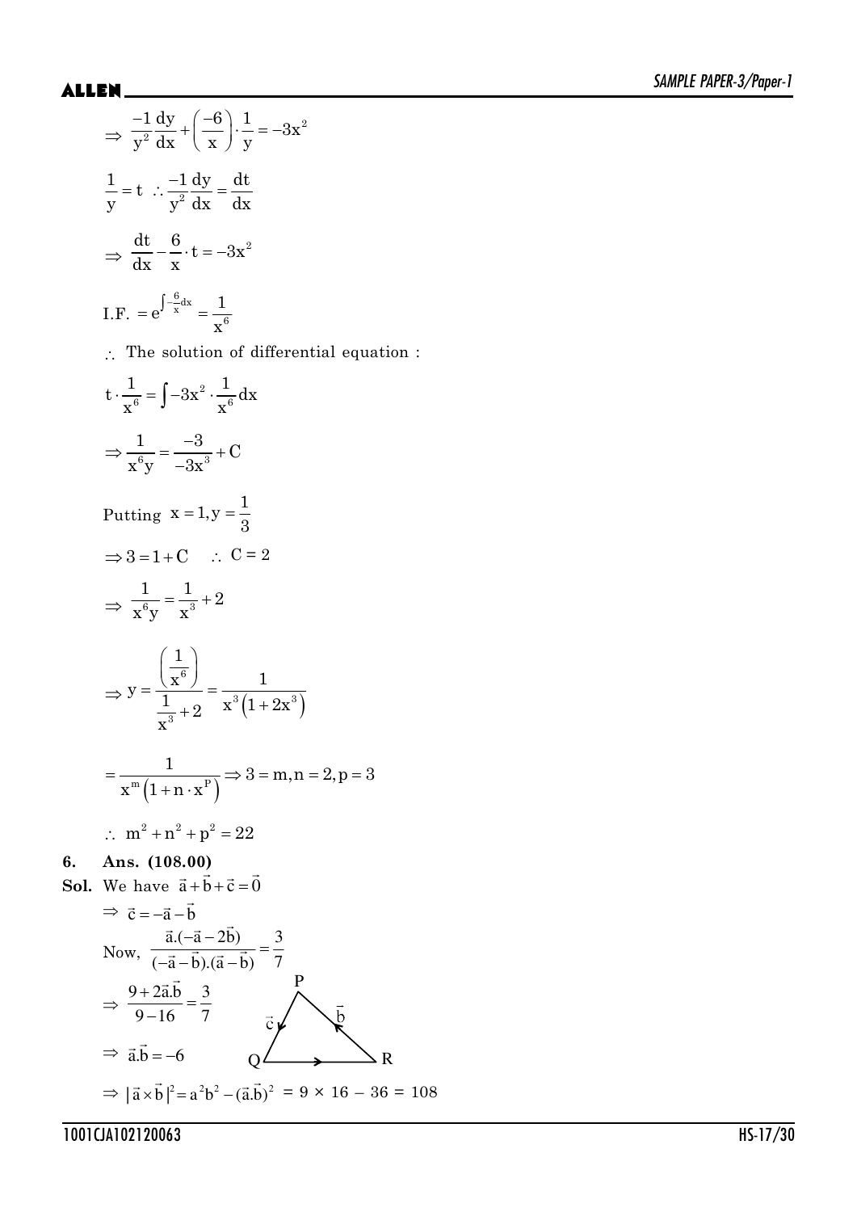$$\Rightarrow \frac{-1}{y^2}\frac{dy}{dx} + \left(\frac{-6}{x}\right)\cdot\frac{1}{y} = -3x^2$$

$$\frac{1}{y} = t \ \therefore \frac{-1}{y^2}\frac{dy}{dx} = \frac{dt}{dx}$$

$$\Rightarrow \frac{dt}{dx} - \frac{6}{x}\cdot t = -3x^2$$

$$\text{I.F.} = e^{\int -\frac{6}{x}dx} = \frac{1}{x^6}$$

$\therefore$ The solution of differential equation :

$$t\cdot\frac{1}{x^6} = \int -3x^2\cdot\frac{1}{x^6}dx$$

$$\Rightarrow \frac{1}{x^6 y} = \frac{-3}{-3x^3} + C$$

Putting $x = 1, y = \frac{1}{3}$

$$\Rightarrow 3 = 1 + C \quad \therefore C = 2$$

$$\Rightarrow \frac{1}{x^6 y} = \frac{1}{x^3} + 2$$

$$\Rightarrow y = \frac{\left(\frac{1}{x^6}\right)}{\frac{1}{x^3}+2} = \frac{1}{x^3\left(1+2x^3\right)}$$

$$= \frac{1}{x^m\left(1+n\cdot x^P\right)} \Rightarrow 3 = m, n = 2, p = 3$$

$$\therefore m^2 + n^2 + p^2 = 22$$

**6. Ans. (108.00)**

**Sol.** We have $\vec{a} + \vec{b} + \vec{c} = \vec{0}$

$\Rightarrow \vec{c} = -\vec{a} - \vec{b}$

Now, $\frac{\vec{a}.(-\vec{a}-2\vec{b})}{(-\vec{a}-\vec{b}).(\vec{a}-\vec{b})} = \frac{3}{7}$

$\Rightarrow \frac{9+2\vec{a}.\vec{b}}{9-16} = \frac{3}{7}$

$\Rightarrow \vec{a}.\vec{b} = -6$

P

$\vec{c}$ $\vec{b}$

Q R

$\Rightarrow |\vec{a}\times\vec{b}|^2 = a^2b^2 - (\vec{a}.\vec{b})^2 = 9 \times 16 - 36 = 108$